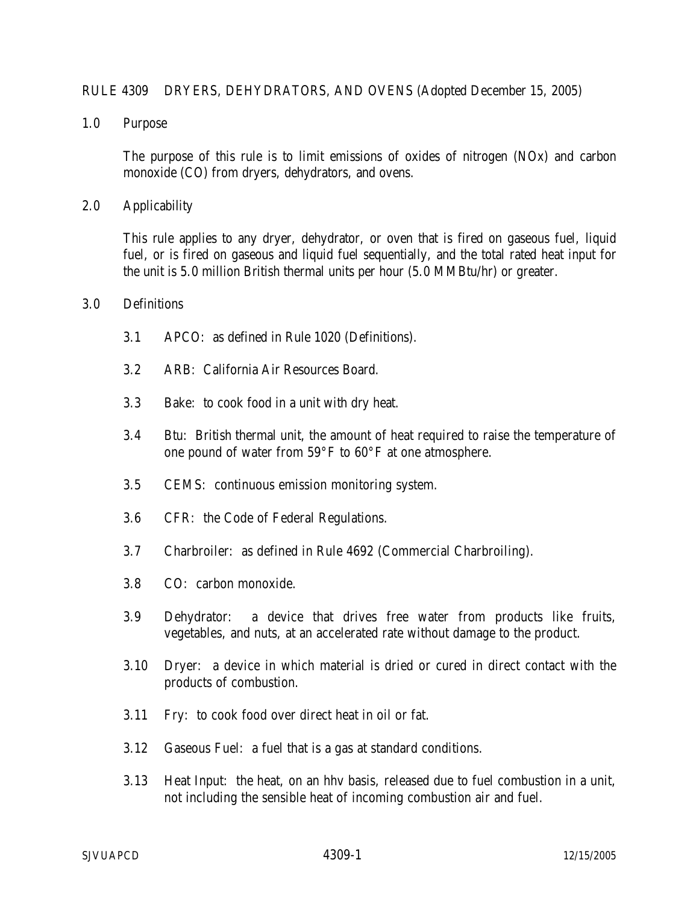# RULE 4309 DRYERS, DEHYDRATORS, AND OVENS (Adopted December 15, 2005)

## 1.0 Purpose

The purpose of this rule is to limit emissions of oxides of nitrogen (NOx) and carbon monoxide (CO) from dryers, dehydrators, and ovens.

## 2.0 Applicability

This rule applies to any dryer, dehydrator, or oven that is fired on gaseous fuel, liquid fuel, or is fired on gaseous and liquid fuel sequentially, and the total rated heat input for the unit is 5.0 million British thermal units per hour (5.0 MMBtu/hr) or greater.

## 3.0 Definitions

3.1 APCO: as defined in Rule 1020 (Definitions).

3.2 ARB: California Air Resources Board.

3.3 Bake: to cook food in a unit with dry heat.

3.4 Btu: British thermal unit, the amount of heat required to raise the temperature of one pound of water from 59°F to 60°F at one atmosphere.

3.5 CEMS: continuous emission monitoring system.

3.6 CFR: the Code of Federal Regulations.

3.7 Charbroiler: as defined in Rule 4692 (Commercial Charbroiling).

3.8 CO: carbon monoxide.

3.9 Dehydrator: a device that drives free water from products like fruits, vegetables, and nuts, at an accelerated rate without damage to the product.

3.10 Dryer: a device in which material is dried or cured in direct contact with the products of combustion.

3.11 Fry: to cook food over direct heat in oil or fat.

3.12 Gaseous Fuel: a fuel that is a gas at standard conditions.

3.13 Heat Input: the heat, on an hhv basis, released due to fuel combustion in a unit, not including the sensible heat of incoming combustion air and fuel.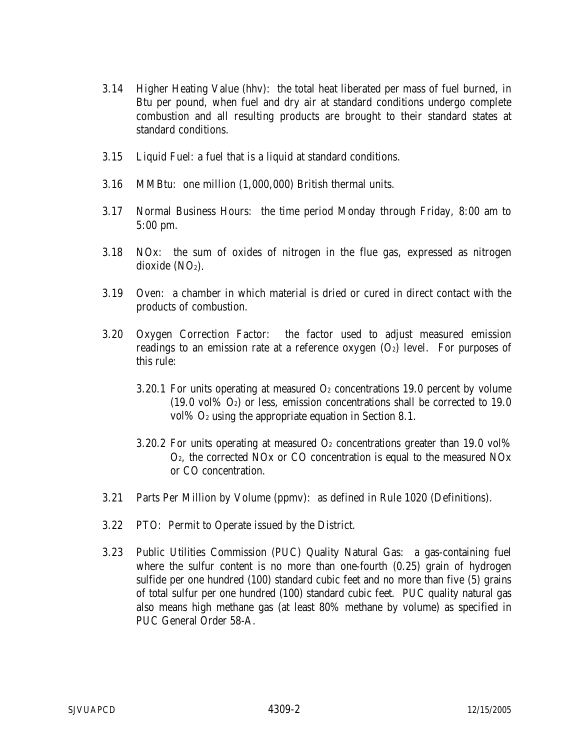3.14 Higher Heating Value (hhv): the total heat liberated per mass of fuel burned, in Btu per pound, when fuel and dry air at standard conditions undergo complete combustion and all resulting products are brought to their standard states at standard conditions.

3.15 Liquid Fuel: a fuel that is a liquid at standard conditions.

3.16 MMBtu: one million (1,000,000) British thermal units.

3.17 Normal Business Hours: the time period Monday through Friday, 8:00 am to 5:00 pm.

3.18 NOx: the sum of oxides of nitrogen in the flue gas, expressed as nitrogen dioxide ($NO_2$).

3.19 Oven: a chamber in which material is dried or cured in direct contact with the products of combustion.

3.20 Oxygen Correction Factor: the factor used to adjust measured emission readings to an emission rate at a reference oxygen ($O_2$) level. For purposes of this rule:

3.20.1 For units operating at measured $O_2$ concentrations 19.0 percent by volume (19.0 vol% $O_2$) or less, emission concentrations shall be corrected to 19.0 vol% $O_2$ using the appropriate equation in Section 8.1.

3.20.2 For units operating at measured $O_2$ concentrations greater than 19.0 vol% $O_2$, the corrected NOx or CO concentration is equal to the measured NOx or CO concentration.

3.21 Parts Per Million by Volume (ppmv): as defined in Rule 1020 (Definitions).

3.22 PTO: Permit to Operate issued by the District.

3.23 Public Utilities Commission (PUC) Quality Natural Gas: a gas-containing fuel where the sulfur content is no more than one-fourth (0.25) grain of hydrogen sulfide per one hundred (100) standard cubic feet and no more than five (5) grains of total sulfur per one hundred (100) standard cubic feet. PUC quality natural gas also means high methane gas (at least 80% methane by volume) as specified in PUC General Order 58-A.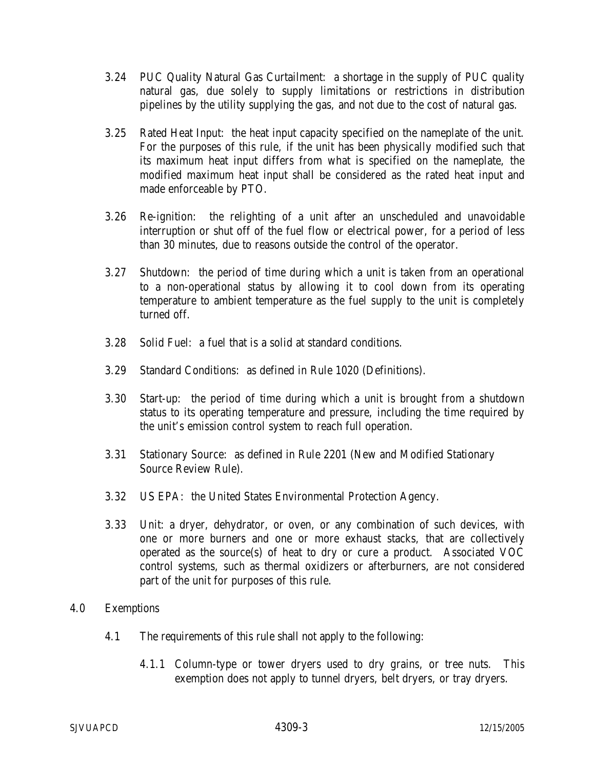3.24 PUC Quality Natural Gas Curtailment: a shortage in the supply of PUC quality natural gas, due solely to supply limitations or restrictions in distribution pipelines by the utility supplying the gas, and not due to the cost of natural gas.

3.25 Rated Heat Input: the heat input capacity specified on the nameplate of the unit. For the purposes of this rule, if the unit has been physically modified such that its maximum heat input differs from what is specified on the nameplate, the modified maximum heat input shall be considered as the rated heat input and made enforceable by PTO.

3.26 Re-ignition: the relighting of a unit after an unscheduled and unavoidable interruption or shut off of the fuel flow or electrical power, for a period of less than 30 minutes, due to reasons outside the control of the operator.

3.27 Shutdown: the period of time during which a unit is taken from an operational to a non-operational status by allowing it to cool down from its operating temperature to ambient temperature as the fuel supply to the unit is completely turned off.

3.28 Solid Fuel: a fuel that is a solid at standard conditions.

3.29 Standard Conditions: as defined in Rule 1020 (Definitions).

3.30 Start-up: the period of time during which a unit is brought from a shutdown status to its operating temperature and pressure, including the time required by the unit's emission control system to reach full operation.

3.31 Stationary Source: as defined in Rule 2201 (New and Modified Stationary Source Review Rule).

3.32 US EPA: the United States Environmental Protection Agency.

3.33 Unit: a dryer, dehydrator, or oven, or any combination of such devices, with one or more burners and one or more exhaust stacks, that are collectively operated as the source(s) of heat to dry or cure a product. Associated VOC control systems, such as thermal oxidizers or afterburners, are not considered part of the unit for purposes of this rule.

## 4.0 Exemptions

4.1 The requirements of this rule shall not apply to the following:

4.1.1 Column-type or tower dryers used to dry grains, or tree nuts. This exemption does not apply to tunnel dryers, belt dryers, or tray dryers.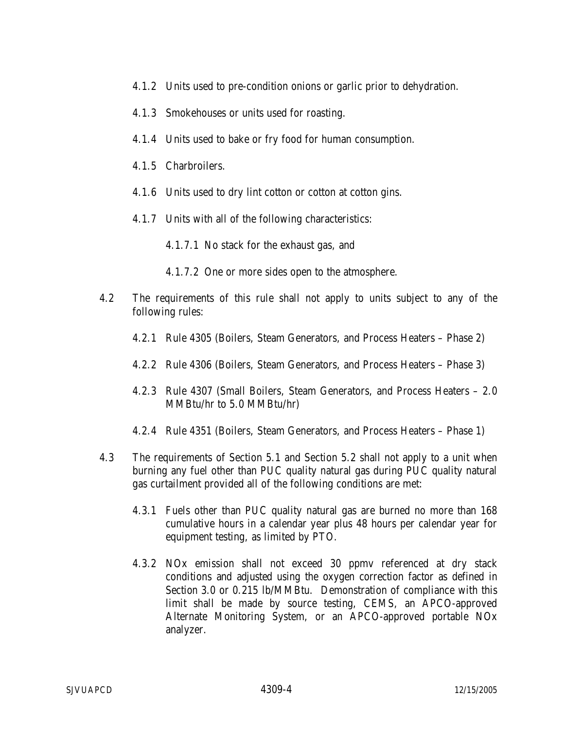4.1.2 Units used to pre-condition onions or garlic prior to dehydration.

4.1.3 Smokehouses or units used for roasting.

4.1.4 Units used to bake or fry food for human consumption.

4.1.5 Charbroilers.

4.1.6 Units used to dry lint cotton or cotton at cotton gins.

4.1.7 Units with all of the following characteristics:

4.1.7.1 No stack for the exhaust gas, and

4.1.7.2 One or more sides open to the atmosphere.

4.2 The requirements of this rule shall not apply to units subject to any of the following rules:

4.2.1 Rule 4305 (Boilers, Steam Generators, and Process Heaters – Phase 2)

4.2.2 Rule 4306 (Boilers, Steam Generators, and Process Heaters – Phase 3)

4.2.3 Rule 4307 (Small Boilers, Steam Generators, and Process Heaters – 2.0 MMBtu/hr to 5.0 MMBtu/hr)

4.2.4 Rule 4351 (Boilers, Steam Generators, and Process Heaters – Phase 1)

4.3 The requirements of Section 5.1 and Section 5.2 shall not apply to a unit when burning any fuel other than PUC quality natural gas during PUC quality natural gas curtailment provided all of the following conditions are met:

4.3.1 Fuels other than PUC quality natural gas are burned no more than 168 cumulative hours in a calendar year plus 48 hours per calendar year for equipment testing, as limited by PTO.

4.3.2 NOx emission shall not exceed 30 ppmv referenced at dry stack conditions and adjusted using the oxygen correction factor as defined in Section 3.0 or 0.215 lb/MMBtu. Demonstration of compliance with this limit shall be made by source testing, CEMS, an APCO-approved Alternate Monitoring System, or an APCO-approved portable NOx analyzer.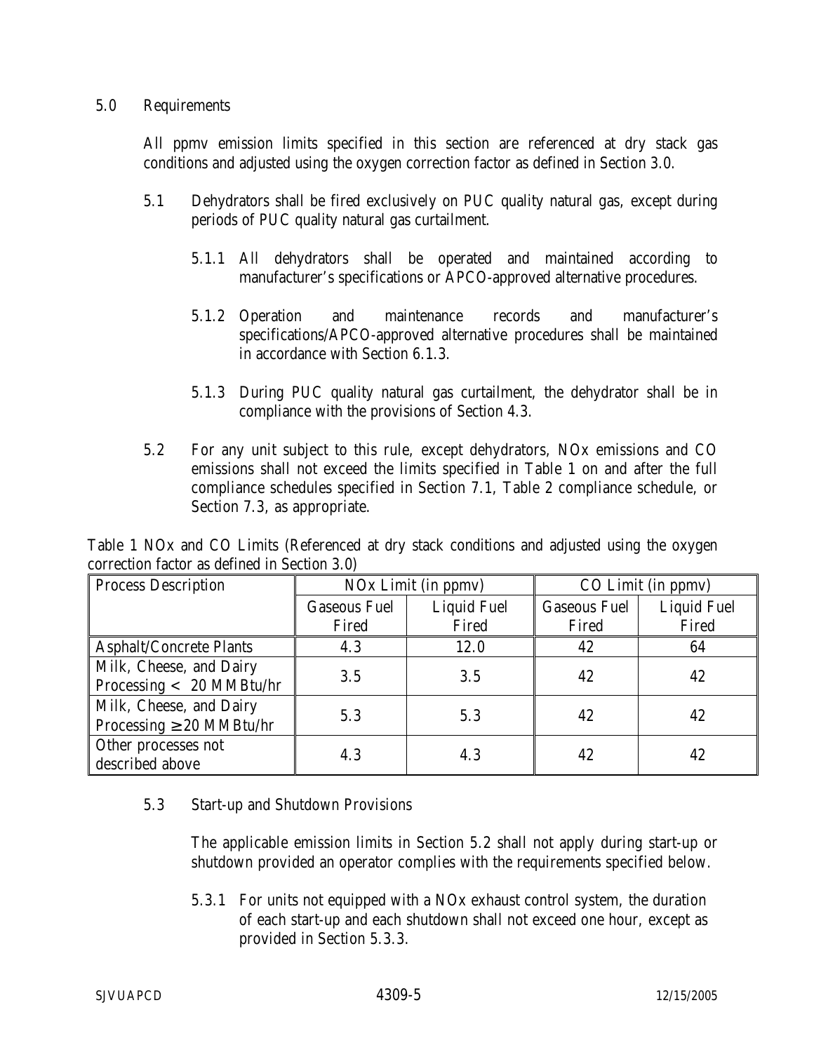## 5.0 Requirements

All ppmv emission limits specified in this section are referenced at dry stack gas conditions and adjusted using the oxygen correction factor as defined in Section 3.0.

5.1 Dehydrators shall be fired exclusively on PUC quality natural gas, except during periods of PUC quality natural gas curtailment.

5.1.1 All dehydrators shall be operated and maintained according to manufacturer's specifications or APCO-approved alternative procedures.

5.1.2 Operation and maintenance records and manufacturer's specifications/APCO-approved alternative procedures shall be maintained in accordance with Section 6.1.3.

5.1.3 During PUC quality natural gas curtailment, the dehydrator shall be in compliance with the provisions of Section 4.3.

5.2 For any unit subject to this rule, except dehydrators, NOx emissions and CO emissions shall not exceed the limits specified in Table 1 on and after the full compliance schedules specified in Section 7.1, Table 2 compliance schedule, or Section 7.3, as appropriate.

Table 1 NOx and CO Limits (Referenced at dry stack conditions and adjusted using the oxygen correction factor as defined in Section 3.0)

| Process Description | NOx Limit (in ppmv) | | CO Limit (in ppmv) | |
|---|---|---|---|---|
| | Gaseous Fuel Fired | Liquid Fuel Fired | Gaseous Fuel Fired | Liquid Fuel Fired |
| Asphalt/Concrete Plants | 4.3 | 12.0 | 42 | 64 |
| Milk, Cheese, and Dairy Processing < 20 MMBtu/hr | 3.5 | 3.5 | 42 | 42 |
| Milk, Cheese, and Dairy Processing ≥ 20 MMBtu/hr | 5.3 | 5.3 | 42 | 42 |
| Other processes not described above | 4.3 | 4.3 | 42 | 42 |

5.3 Start-up and Shutdown Provisions

The applicable emission limits in Section 5.2 shall not apply during start-up or shutdown provided an operator complies with the requirements specified below.

5.3.1 For units not equipped with a NOx exhaust control system, the duration of each start-up and each shutdown shall not exceed one hour, except as provided in Section 5.3.3.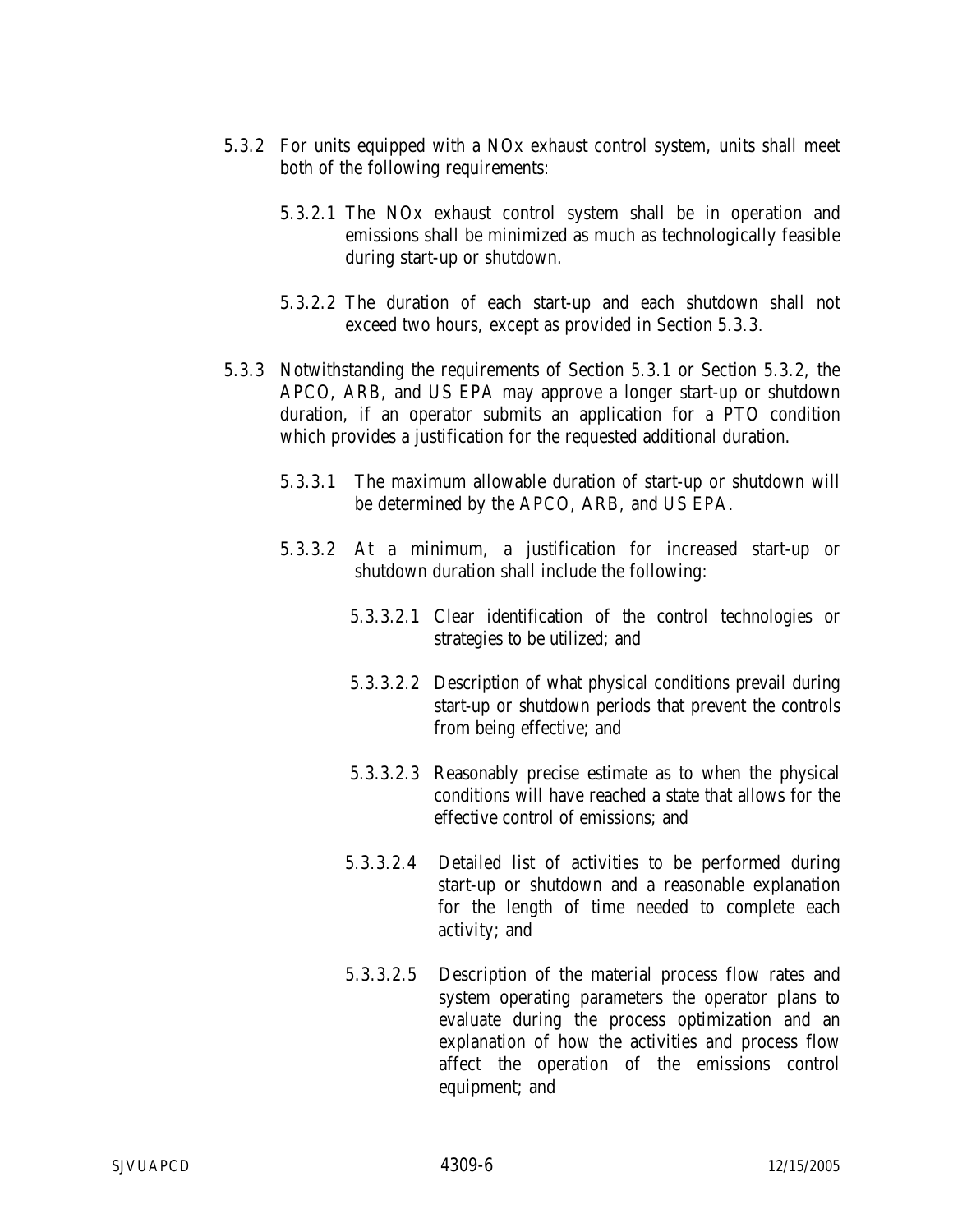5.3.2 For units equipped with a NOx exhaust control system, units shall meet both of the following requirements:

5.3.2.1 The NOx exhaust control system shall be in operation and emissions shall be minimized as much as technologically feasible during start-up or shutdown.

5.3.2.2 The duration of each start-up and each shutdown shall not exceed two hours, except as provided in Section 5.3.3.

5.3.3 Notwithstanding the requirements of Section 5.3.1 or Section 5.3.2, the APCO, ARB, and US EPA may approve a longer start-up or shutdown duration, if an operator submits an application for a PTO condition which provides a justification for the requested additional duration.

5.3.3.1 The maximum allowable duration of start-up or shutdown will be determined by the APCO, ARB, and US EPA.

5.3.3.2 At a minimum, a justification for increased start-up or shutdown duration shall include the following:

5.3.3.2.1 Clear identification of the control technologies or strategies to be utilized; and

5.3.3.2.2 Description of what physical conditions prevail during start-up or shutdown periods that prevent the controls from being effective; and

5.3.3.2.3 Reasonably precise estimate as to when the physical conditions will have reached a state that allows for the effective control of emissions; and

5.3.3.2.4 Detailed list of activities to be performed during start-up or shutdown and a reasonable explanation for the length of time needed to complete each activity; and

5.3.3.2.5 Description of the material process flow rates and system operating parameters the operator plans to evaluate during the process optimization and an explanation of how the activities and process flow affect the operation of the emissions control equipment; and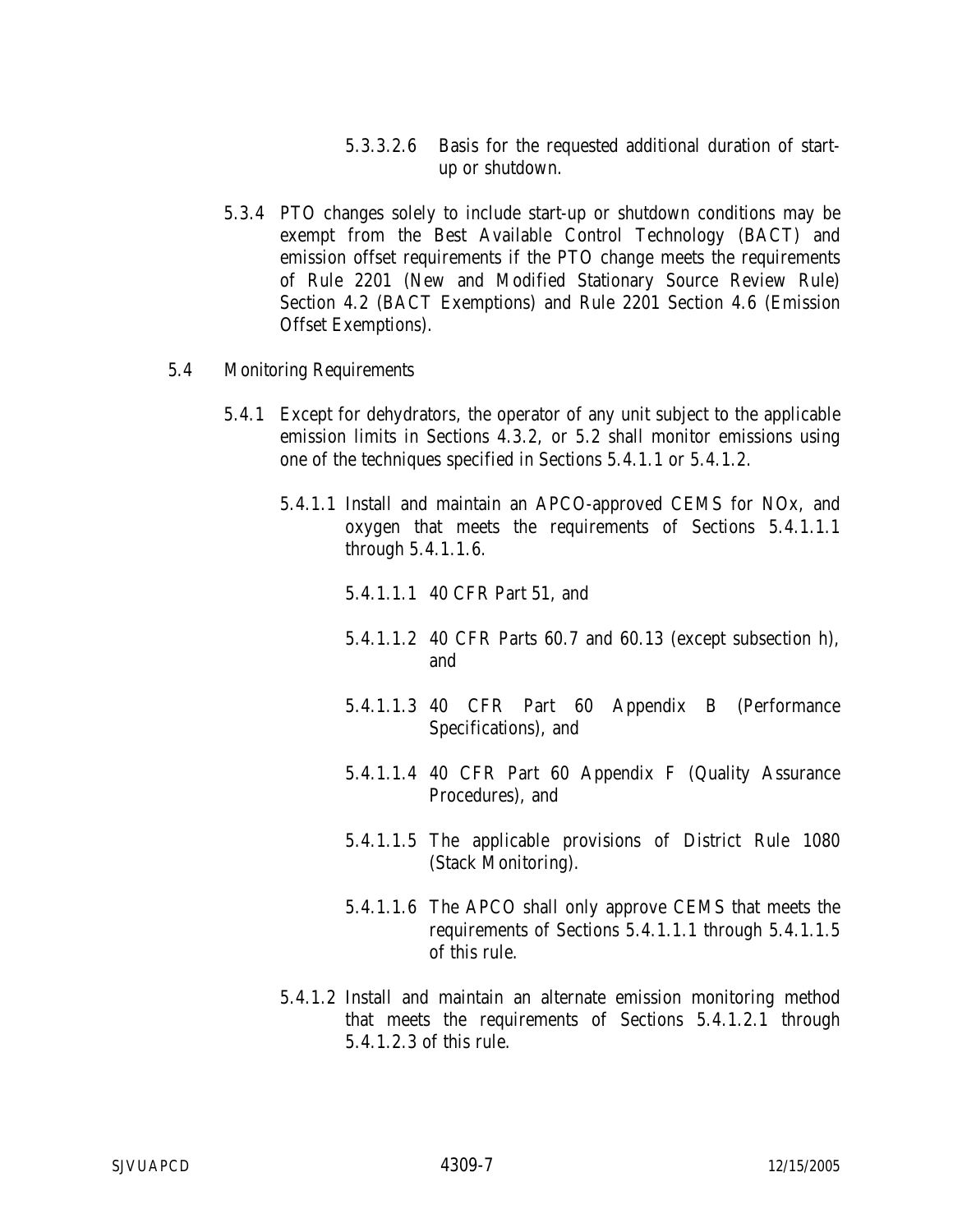5.3.3.2.6 Basis for the requested additional duration of start-up or shutdown.

5.3.4 PTO changes solely to include start-up or shutdown conditions may be exempt from the Best Available Control Technology (BACT) and emission offset requirements if the PTO change meets the requirements of Rule 2201 (New and Modified Stationary Source Review Rule) Section 4.2 (BACT Exemptions) and Rule 2201 Section 4.6 (Emission Offset Exemptions).

5.4 Monitoring Requirements

5.4.1 Except for dehydrators, the operator of any unit subject to the applicable emission limits in Sections 4.3.2, or 5.2 shall monitor emissions using one of the techniques specified in Sections 5.4.1.1 or 5.4.1.2.

5.4.1.1 Install and maintain an APCO-approved CEMS for NOx, and oxygen that meets the requirements of Sections 5.4.1.1.1 through 5.4.1.1.6.

5.4.1.1.1 40 CFR Part 51, and

5.4.1.1.2 40 CFR Parts 60.7 and 60.13 (except subsection h), and

5.4.1.1.3 40 CFR Part 60 Appendix B (Performance Specifications), and

5.4.1.1.4 40 CFR Part 60 Appendix F (Quality Assurance Procedures), and

5.4.1.1.5 The applicable provisions of District Rule 1080 (Stack Monitoring).

5.4.1.1.6 The APCO shall only approve CEMS that meets the requirements of Sections 5.4.1.1.1 through 5.4.1.1.5 of this rule.

5.4.1.2 Install and maintain an alternate emission monitoring method that meets the requirements of Sections 5.4.1.2.1 through 5.4.1.2.3 of this rule.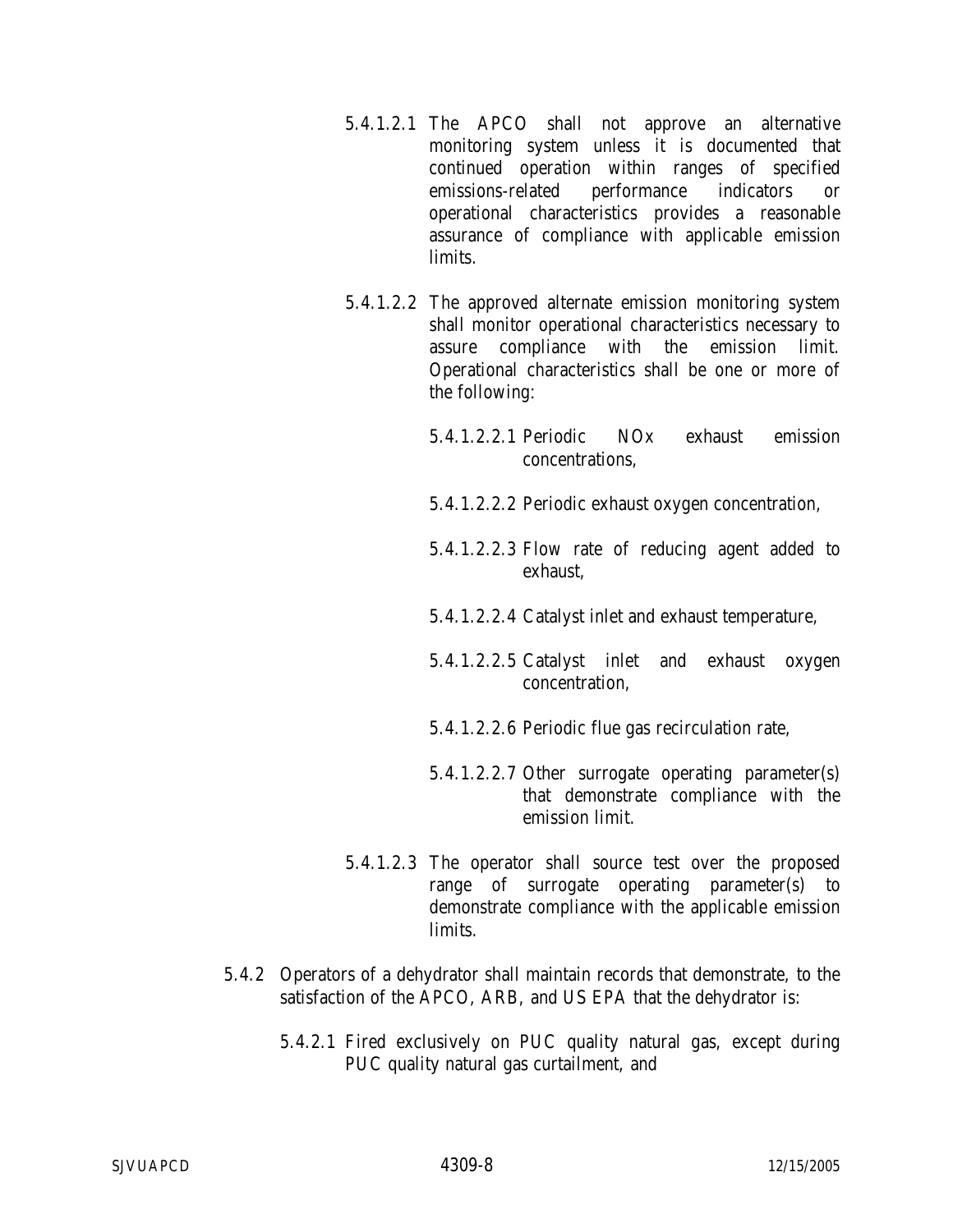5.4.1.2.1 The APCO shall not approve an alternative monitoring system unless it is documented that continued operation within ranges of specified emissions-related performance indicators or operational characteristics provides a reasonable assurance of compliance with applicable emission limits.

5.4.1.2.2 The approved alternate emission monitoring system shall monitor operational characteristics necessary to assure compliance with the emission limit. Operational characteristics shall be one or more of the following:

5.4.1.2.2.1 Periodic NOx exhaust emission concentrations,

5.4.1.2.2.2 Periodic exhaust oxygen concentration,

5.4.1.2.2.3 Flow rate of reducing agent added to exhaust,

5.4.1.2.2.4 Catalyst inlet and exhaust temperature,

5.4.1.2.2.5 Catalyst inlet and exhaust oxygen concentration,

5.4.1.2.2.6 Periodic flue gas recirculation rate,

5.4.1.2.2.7 Other surrogate operating parameter(s) that demonstrate compliance with the emission limit.

5.4.1.2.3 The operator shall source test over the proposed range of surrogate operating parameter(s) to demonstrate compliance with the applicable emission limits.

5.4.2 Operators of a dehydrator shall maintain records that demonstrate, to the satisfaction of the APCO, ARB, and US EPA that the dehydrator is:

5.4.2.1 Fired exclusively on PUC quality natural gas, except during PUC quality natural gas curtailment, and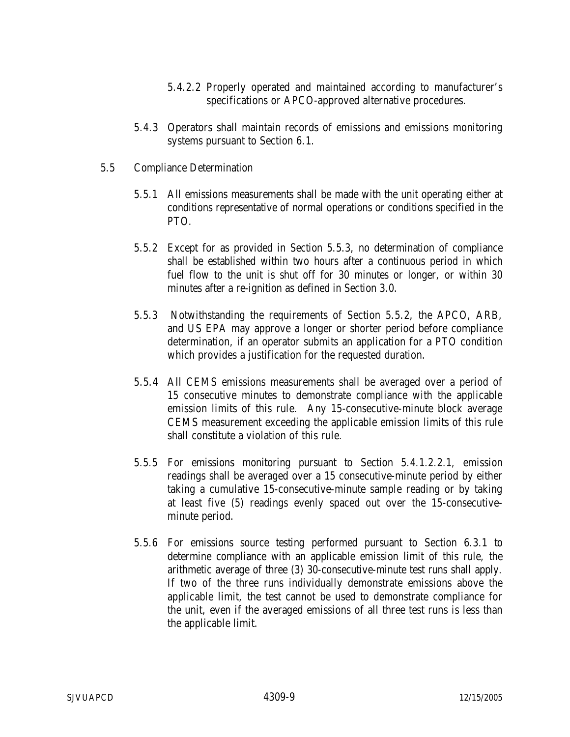5.4.2.2 Properly operated and maintained according to manufacturer's specifications or APCO-approved alternative procedures.

5.4.3 Operators shall maintain records of emissions and emissions monitoring systems pursuant to Section 6.1.

5.5 Compliance Determination

5.5.1 All emissions measurements shall be made with the unit operating either at conditions representative of normal operations or conditions specified in the PTO.

5.5.2 Except for as provided in Section 5.5.3, no determination of compliance shall be established within two hours after a continuous period in which fuel flow to the unit is shut off for 30 minutes or longer, or within 30 minutes after a re-ignition as defined in Section 3.0.

5.5.3 Notwithstanding the requirements of Section 5.5.2, the APCO, ARB, and US EPA may approve a longer or shorter period before compliance determination, if an operator submits an application for a PTO condition which provides a justification for the requested duration.

5.5.4 All CEMS emissions measurements shall be averaged over a period of 15 consecutive minutes to demonstrate compliance with the applicable emission limits of this rule. Any 15-consecutive-minute block average CEMS measurement exceeding the applicable emission limits of this rule shall constitute a violation of this rule.

5.5.5 For emissions monitoring pursuant to Section 5.4.1.2.2.1, emission readings shall be averaged over a 15 consecutive-minute period by either taking a cumulative 15-consecutive-minute sample reading or by taking at least five (5) readings evenly spaced out over the 15-consecutive-minute period.

5.5.6 For emissions source testing performed pursuant to Section 6.3.1 to determine compliance with an applicable emission limit of this rule, the arithmetic average of three (3) 30-consecutive-minute test runs shall apply. If two of the three runs individually demonstrate emissions above the applicable limit, the test cannot be used to demonstrate compliance for the unit, even if the averaged emissions of all three test runs is less than the applicable limit.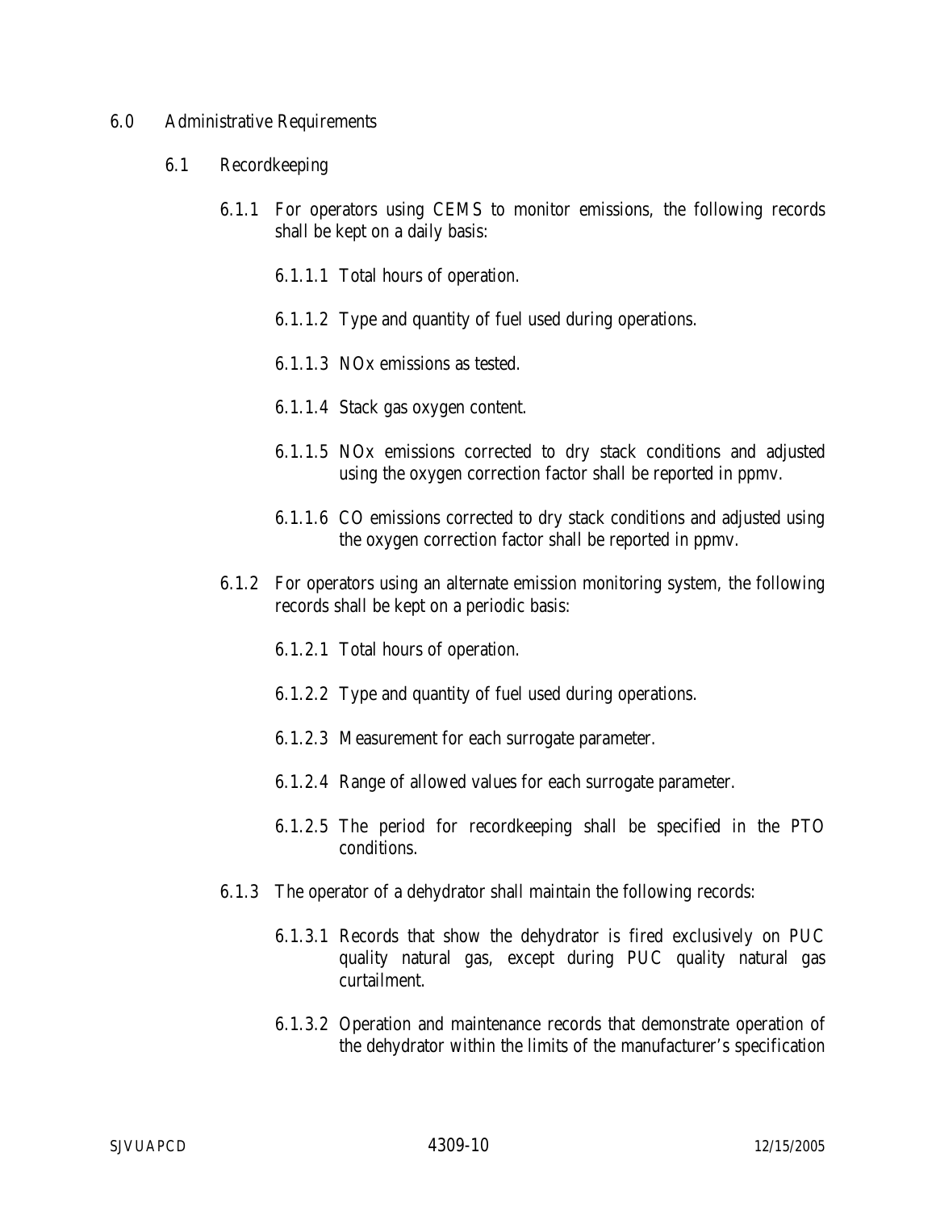## 6.0 Administrative Requirements

### 6.1 Recordkeeping

6.1.1 For operators using CEMS to monitor emissions, the following records shall be kept on a daily basis:

6.1.1.1 Total hours of operation.

6.1.1.2 Type and quantity of fuel used during operations.

6.1.1.3 NOx emissions as tested.

6.1.1.4 Stack gas oxygen content.

6.1.1.5 NOx emissions corrected to dry stack conditions and adjusted using the oxygen correction factor shall be reported in ppmv.

6.1.1.6 CO emissions corrected to dry stack conditions and adjusted using the oxygen correction factor shall be reported in ppmv.

6.1.2 For operators using an alternate emission monitoring system, the following records shall be kept on a periodic basis:

6.1.2.1 Total hours of operation.

6.1.2.2 Type and quantity of fuel used during operations.

6.1.2.3 Measurement for each surrogate parameter.

6.1.2.4 Range of allowed values for each surrogate parameter.

6.1.2.5 The period for recordkeeping shall be specified in the PTO conditions.

6.1.3 The operator of a dehydrator shall maintain the following records:

6.1.3.1 Records that show the dehydrator is fired exclusively on PUC quality natural gas, except during PUC quality natural gas curtailment.

6.1.3.2 Operation and maintenance records that demonstrate operation of the dehydrator within the limits of the manufacturer's specification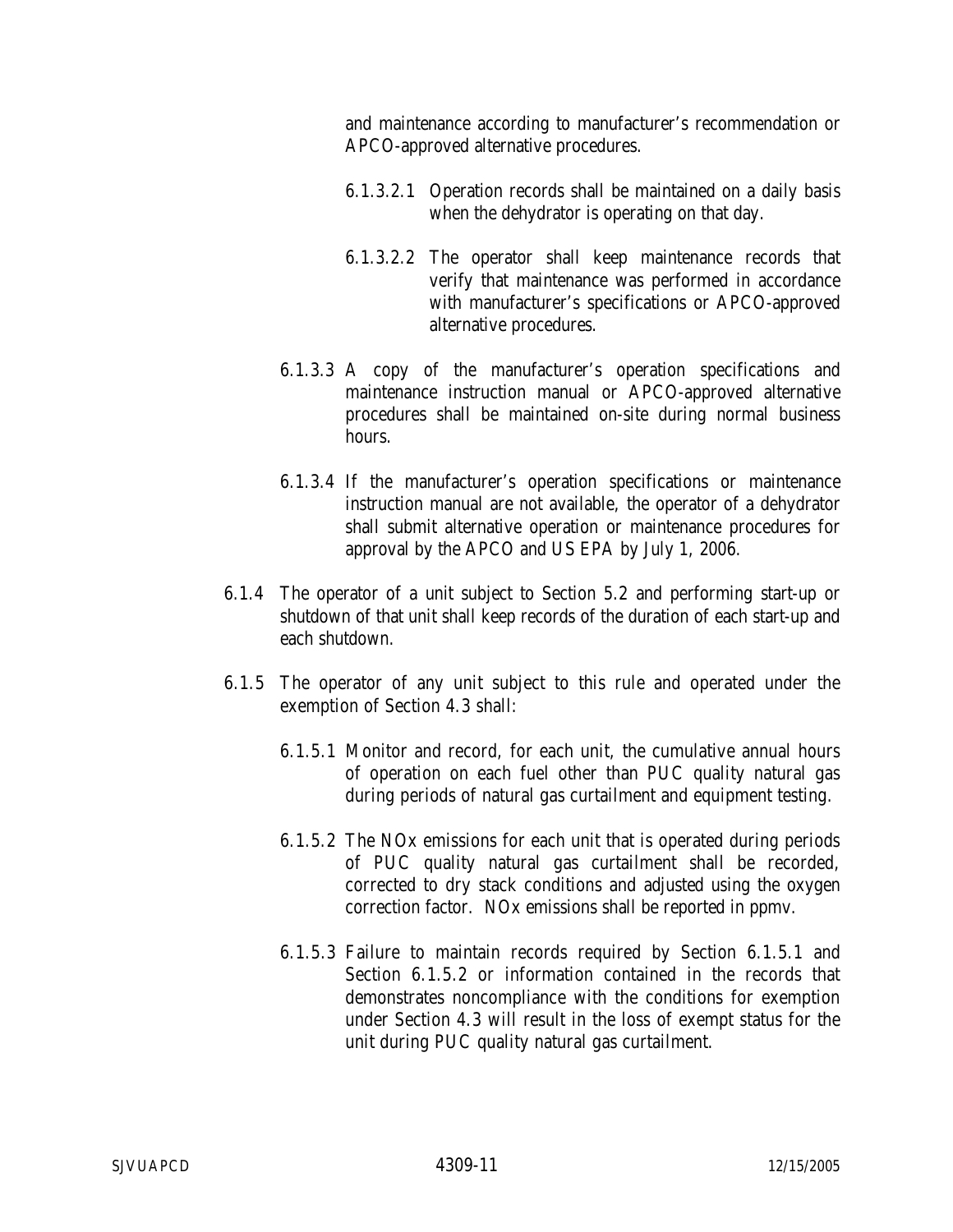and maintenance according to manufacturer's recommendation or APCO-approved alternative procedures.

6.1.3.2.1 Operation records shall be maintained on a daily basis when the dehydrator is operating on that day.

6.1.3.2.2 The operator shall keep maintenance records that verify that maintenance was performed in accordance with manufacturer's specifications or APCO-approved alternative procedures.

6.1.3.3 A copy of the manufacturer's operation specifications and maintenance instruction manual or APCO-approved alternative procedures shall be maintained on-site during normal business hours.

6.1.3.4 If the manufacturer's operation specifications or maintenance instruction manual are not available, the operator of a dehydrator shall submit alternative operation or maintenance procedures for approval by the APCO and US EPA by July 1, 2006.

6.1.4 The operator of a unit subject to Section 5.2 and performing start-up or shutdown of that unit shall keep records of the duration of each start-up and each shutdown.

6.1.5 The operator of any unit subject to this rule and operated under the exemption of Section 4.3 shall:

6.1.5.1 Monitor and record, for each unit, the cumulative annual hours of operation on each fuel other than PUC quality natural gas during periods of natural gas curtailment and equipment testing.

6.1.5.2 The NOx emissions for each unit that is operated during periods of PUC quality natural gas curtailment shall be recorded, corrected to dry stack conditions and adjusted using the oxygen correction factor. NOx emissions shall be reported in ppmv.

6.1.5.3 Failure to maintain records required by Section 6.1.5.1 and Section 6.1.5.2 or information contained in the records that demonstrates noncompliance with the conditions for exemption under Section 4.3 will result in the loss of exempt status for the unit during PUC quality natural gas curtailment.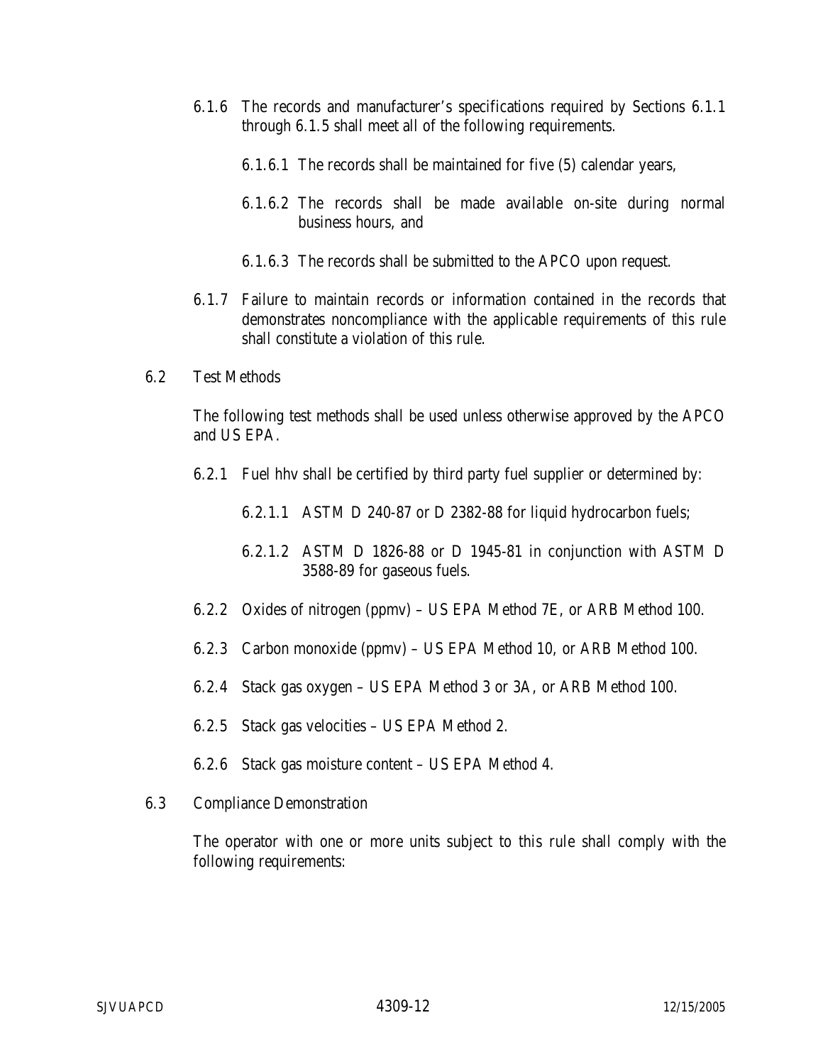6.1.6 The records and manufacturer's specifications required by Sections 6.1.1 through 6.1.5 shall meet all of the following requirements.

6.1.6.1 The records shall be maintained for five (5) calendar years,

6.1.6.2 The records shall be made available on-site during normal business hours, and

6.1.6.3 The records shall be submitted to the APCO upon request.

6.1.7 Failure to maintain records or information contained in the records that demonstrates noncompliance with the applicable requirements of this rule shall constitute a violation of this rule.

6.2 Test Methods

The following test methods shall be used unless otherwise approved by the APCO and US EPA.

6.2.1 Fuel hhv shall be certified by third party fuel supplier or determined by:

6.2.1.1 ASTM D 240-87 or D 2382-88 for liquid hydrocarbon fuels;

6.2.1.2 ASTM D 1826-88 or D 1945-81 in conjunction with ASTM D 3588-89 for gaseous fuels.

6.2.2 Oxides of nitrogen (ppmv) – US EPA Method 7E, or ARB Method 100.

6.2.3 Carbon monoxide (ppmv) – US EPA Method 10, or ARB Method 100.

6.2.4 Stack gas oxygen – US EPA Method 3 or 3A, or ARB Method 100.

6.2.5 Stack gas velocities – US EPA Method 2.

6.2.6 Stack gas moisture content – US EPA Method 4.

6.3 Compliance Demonstration

The operator with one or more units subject to this rule shall comply with the following requirements: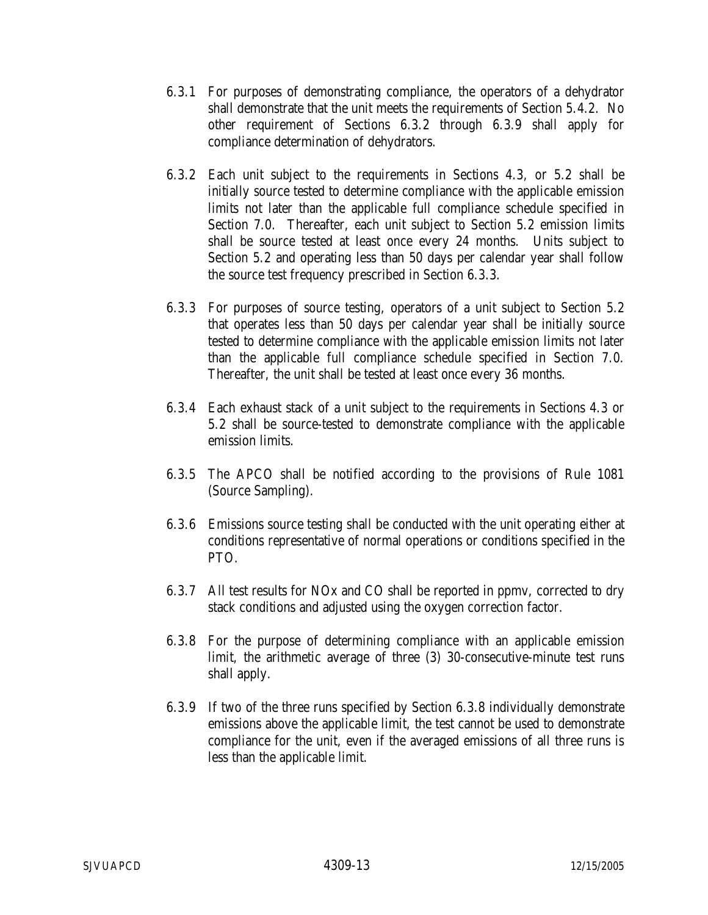6.3.1 For purposes of demonstrating compliance, the operators of a dehydrator shall demonstrate that the unit meets the requirements of Section 5.4.2. No other requirement of Sections 6.3.2 through 6.3.9 shall apply for compliance determination of dehydrators.

6.3.2 Each unit subject to the requirements in Sections 4.3, or 5.2 shall be initially source tested to determine compliance with the applicable emission limits not later than the applicable full compliance schedule specified in Section 7.0. Thereafter, each unit subject to Section 5.2 emission limits shall be source tested at least once every 24 months. Units subject to Section 5.2 and operating less than 50 days per calendar year shall follow the source test frequency prescribed in Section 6.3.3.

6.3.3 For purposes of source testing, operators of a unit subject to Section 5.2 that operates less than 50 days per calendar year shall be initially source tested to determine compliance with the applicable emission limits not later than the applicable full compliance schedule specified in Section 7.0. Thereafter, the unit shall be tested at least once every 36 months.

6.3.4 Each exhaust stack of a unit subject to the requirements in Sections 4.3 or 5.2 shall be source-tested to demonstrate compliance with the applicable emission limits.

6.3.5 The APCO shall be notified according to the provisions of Rule 1081 (Source Sampling).

6.3.6 Emissions source testing shall be conducted with the unit operating either at conditions representative of normal operations or conditions specified in the PTO.

6.3.7 All test results for NOx and CO shall be reported in ppmv, corrected to dry stack conditions and adjusted using the oxygen correction factor.

6.3.8 For the purpose of determining compliance with an applicable emission limit, the arithmetic average of three (3) 30-consecutive-minute test runs shall apply.

6.3.9 If two of the three runs specified by Section 6.3.8 individually demonstrate emissions above the applicable limit, the test cannot be used to demonstrate compliance for the unit, even if the averaged emissions of all three runs is less than the applicable limit.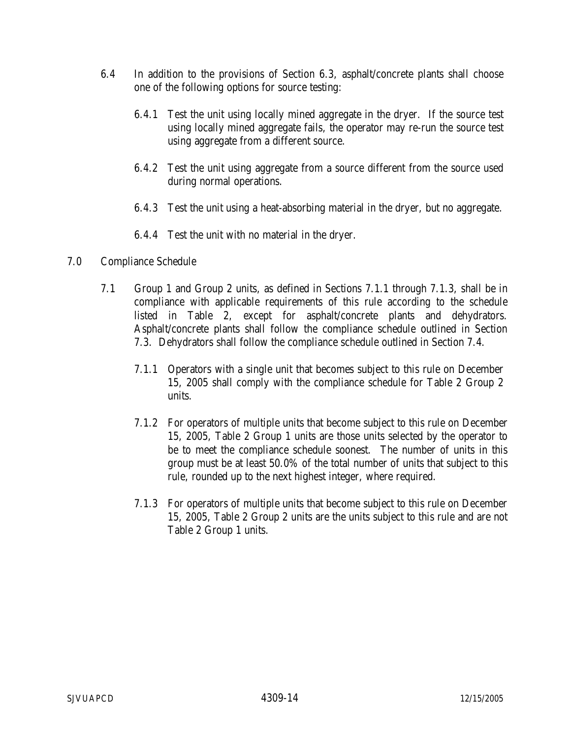6.4 In addition to the provisions of Section 6.3, asphalt/concrete plants shall choose one of the following options for source testing:

6.4.1 Test the unit using locally mined aggregate in the dryer. If the source test using locally mined aggregate fails, the operator may re-run the source test using aggregate from a different source.

6.4.2 Test the unit using aggregate from a source different from the source used during normal operations.

6.4.3 Test the unit using a heat-absorbing material in the dryer, but no aggregate.

6.4.4 Test the unit with no material in the dryer.

## 7.0 Compliance Schedule

7.1 Group 1 and Group 2 units, as defined in Sections 7.1.1 through 7.1.3, shall be in compliance with applicable requirements of this rule according to the schedule listed in Table 2, except for asphalt/concrete plants and dehydrators. Asphalt/concrete plants shall follow the compliance schedule outlined in Section 7.3. Dehydrators shall follow the compliance schedule outlined in Section 7.4.

7.1.1 Operators with a single unit that becomes subject to this rule on December 15, 2005 shall comply with the compliance schedule for Table 2 Group 2 units.

7.1.2 For operators of multiple units that become subject to this rule on December 15, 2005, Table 2 Group 1 units are those units selected by the operator to be to meet the compliance schedule soonest. The number of units in this group must be at least 50.0% of the total number of units that subject to this rule, rounded up to the next highest integer, where required.

7.1.3 For operators of multiple units that become subject to this rule on December 15, 2005, Table 2 Group 2 units are the units subject to this rule and are not Table 2 Group 1 units.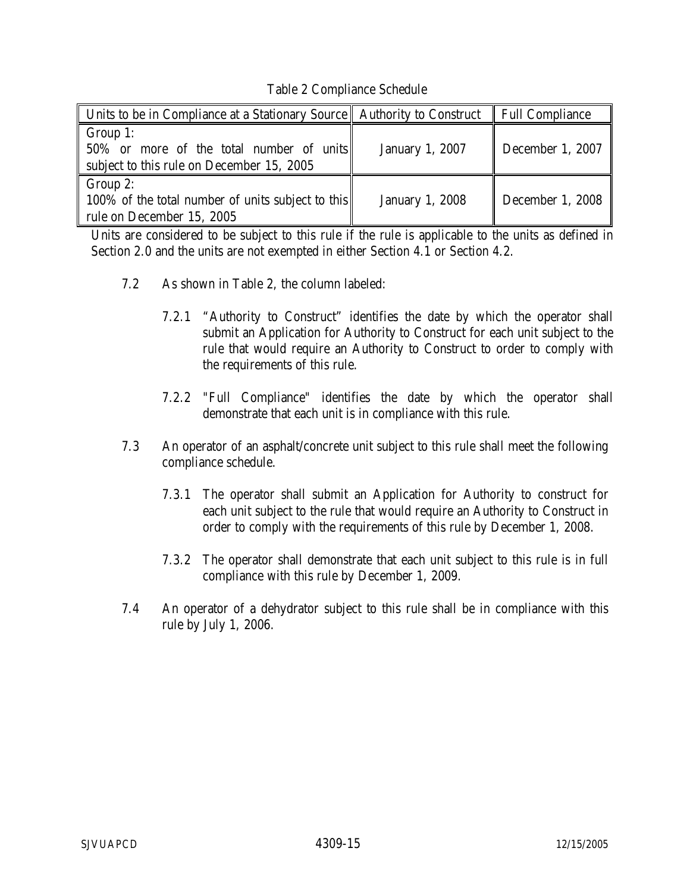Table 2 Compliance Schedule

| Units to be in Compliance at a Stationary Source | Authority to Construct | Full Compliance |
| --- | --- | --- |
| Group 1: 50% or more of the total number of units subject to this rule on December 15, 2005 | January 1, 2007 | December 1, 2007 |
| Group 2: 100% of the total number of units subject to this rule on December 15, 2005 | January 1, 2008 | December 1, 2008 |

Units are considered to be subject to this rule if the rule is applicable to the units as defined in Section 2.0 and the units are not exempted in either Section 4.1 or Section 4.2.

7.2 As shown in Table 2, the column labeled:

7.2.1 "Authority to Construct" identifies the date by which the operator shall submit an Application for Authority to Construct for each unit subject to the rule that would require an Authority to Construct to order to comply with the requirements of this rule.

7.2.2 "Full Compliance" identifies the date by which the operator shall demonstrate that each unit is in compliance with this rule.

7.3 An operator of an asphalt/concrete unit subject to this rule shall meet the following compliance schedule.

7.3.1 The operator shall submit an Application for Authority to construct for each unit subject to the rule that would require an Authority to Construct in order to comply with the requirements of this rule by December 1, 2008.

7.3.2 The operator shall demonstrate that each unit subject to this rule is in full compliance with this rule by December 1, 2009.

7.4 An operator of a dehydrator subject to this rule shall be in compliance with this rule by July 1, 2006.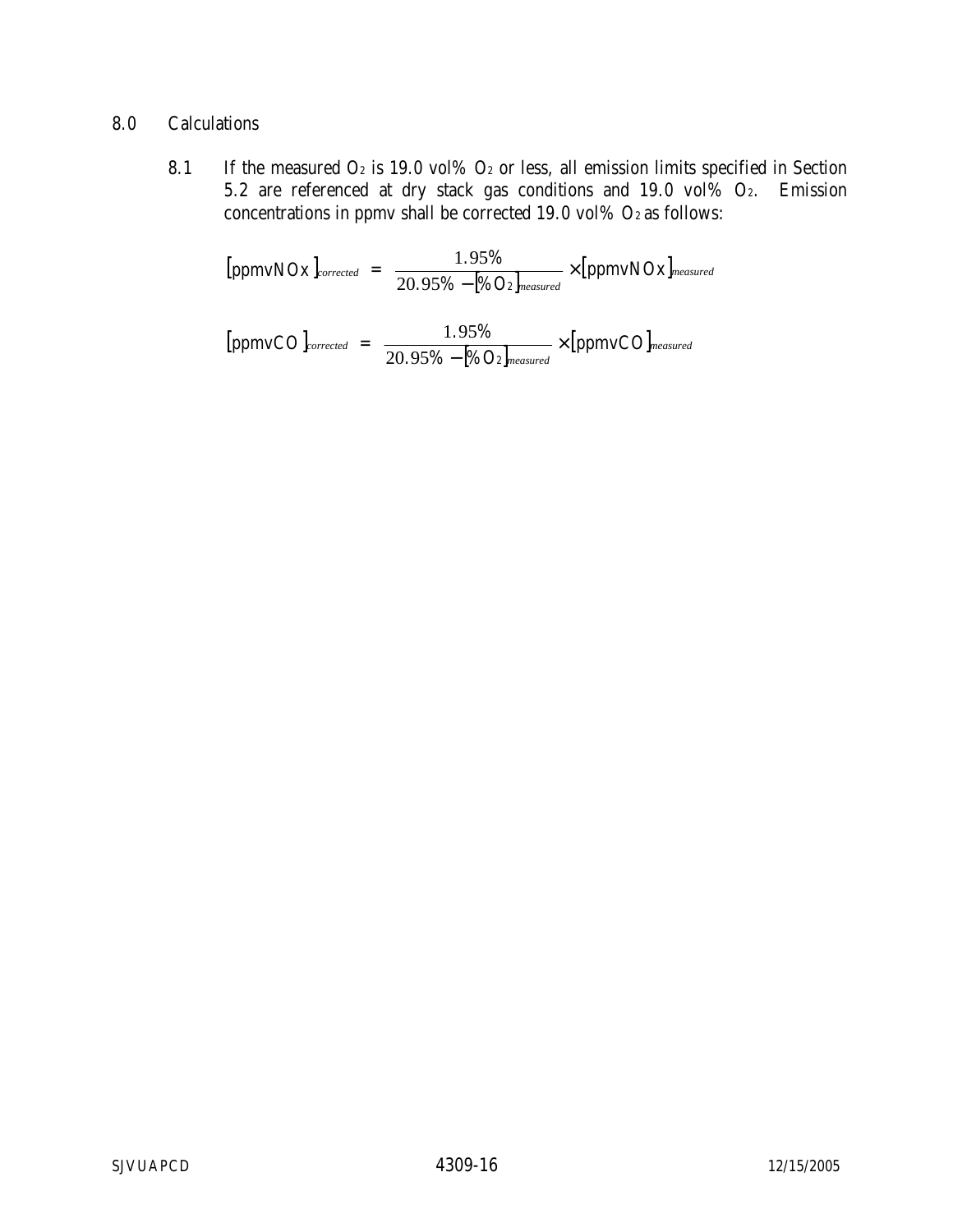## 8.0 Calculations

8.1 If the measured $O_2$ is 19.0 vol% $O_2$ or less, all emission limits specified in Section 5.2 are referenced at dry stack gas conditions and 19.0 vol% $O_2$. Emission concentrations in ppmv shall be corrected 19.0 vol% $O_2$ as follows:

$$[\text{ppmvNOx}]_{corrected} = \frac{1.95\%}{20.95\% - [\%O_2]_{measured}} \times [\text{ppmvNOx}]_{measured}$$

$$[\text{ppmvCO}]_{corrected} = \frac{1.95\%}{20.95\% - [\%O_2]_{measured}} \times [\text{ppmvCO}]_{measured}$$